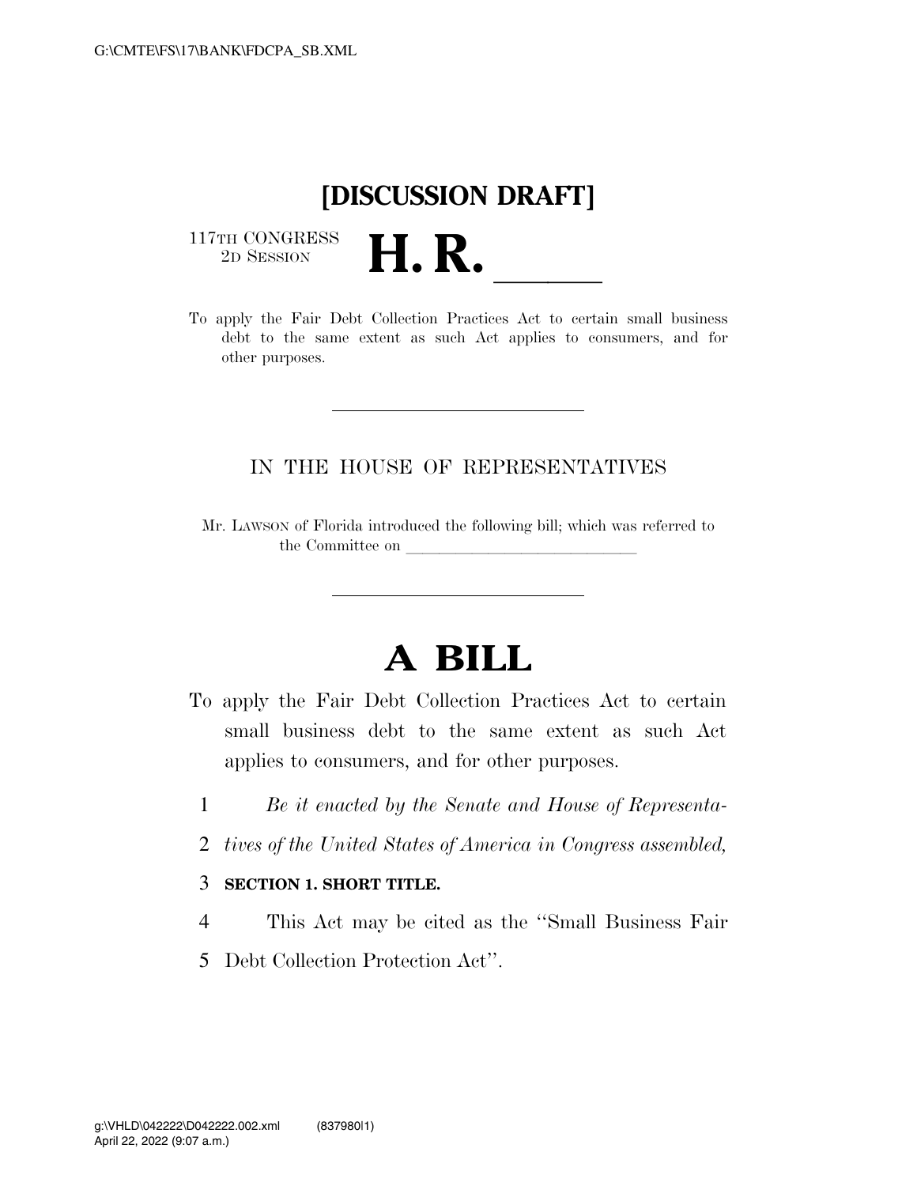# [DISCUSSION DRAFT]

117TH CONGRESS
2D SESSION

# H. R. ______

To apply the Fair Debt Collection Practices Act to certain small business debt to the same extent as such Act applies to consumers, and for other purposes.

IN THE HOUSE OF REPRESENTATIVES

Mr. LAWSON of Florida introduced the following bill; which was referred to the Committee on ______________________________

# A BILL

To apply the Fair Debt Collection Practices Act to certain small business debt to the same extent as such Act applies to consumers, and for other purposes.

1 *Be it enacted by the Senate and House of Representa-*
2 *tives of the United States of America in Congress assembled,*

3 **SECTION 1. SHORT TITLE.**

4 This Act may be cited as the "Small Business Fair
5 Debt Collection Protection Act".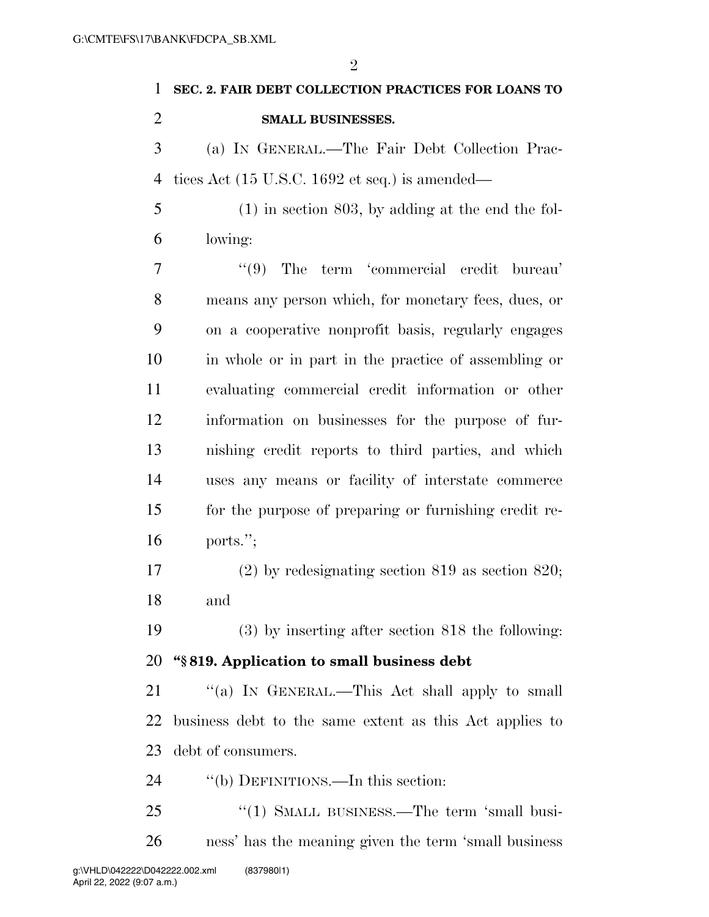**SEC. 2. FAIR DEBT COLLECTION PRACTICES FOR LOANS TO SMALL BUSINESSES.**

(a) IN GENERAL.—The Fair Debt Collection Practices Act (15 U.S.C. 1692 et seq.) is amended—

(1) in section 803, by adding at the end the following:

"(9) The term 'commercial credit bureau' means any person which, for monetary fees, dues, or on a cooperative nonprofit basis, regularly engages in whole or in part in the practice of assembling or evaluating commercial credit information or other information on businesses for the purpose of furnishing credit reports to third parties, and which uses any means or facility of interstate commerce for the purpose of preparing or furnishing credit reports.";

(2) by redesignating section 819 as section 820; and

(3) by inserting after section 818 the following:

**"§ 819. Application to small business debt**

"(a) IN GENERAL.—This Act shall apply to small business debt to the same extent as this Act applies to debt of consumers.

"(b) DEFINITIONS.—In this section:

"(1) SMALL BUSINESS.—The term 'small business' has the meaning given the term 'small business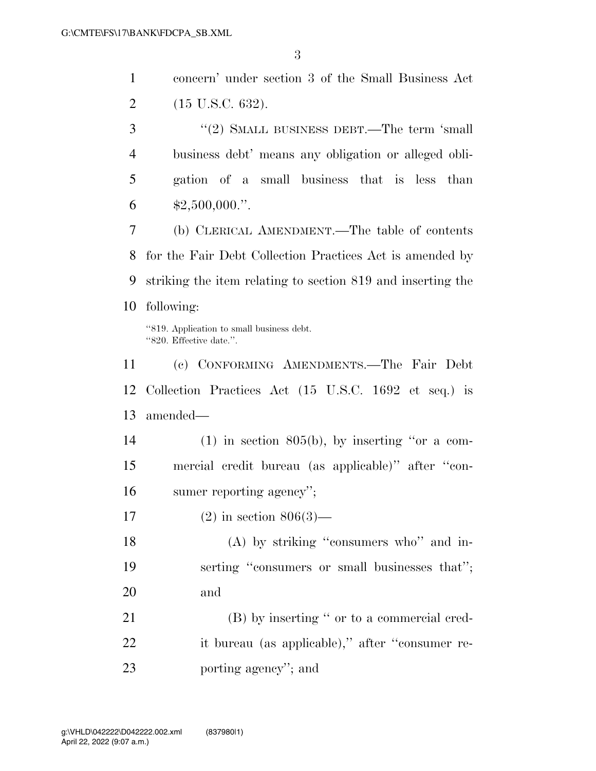concern' under section 3 of the Small Business Act (15 U.S.C. 632).

"(2) SMALL BUSINESS DEBT.—The term 'small business debt' means any obligation or alleged obligation of a small business that is less than $2,500,000.".

(b) CLERICAL AMENDMENT.—The table of contents for the Fair Debt Collection Practices Act is amended by striking the item relating to section 819 and inserting the following:

"819. Application to small business debt.
"820. Effective date.".

(c) CONFORMING AMENDMENTS.—The Fair Debt Collection Practices Act (15 U.S.C. 1692 et seq.) is amended—

(1) in section 805(b), by inserting "or a commercial credit bureau (as applicable)" after "consumer reporting agency";

(2) in section 806(3)—

(A) by striking "consumers who" and inserting "consumers or small businesses that"; and

(B) by inserting " or to a commercial credit bureau (as applicable)," after "consumer reporting agency"; and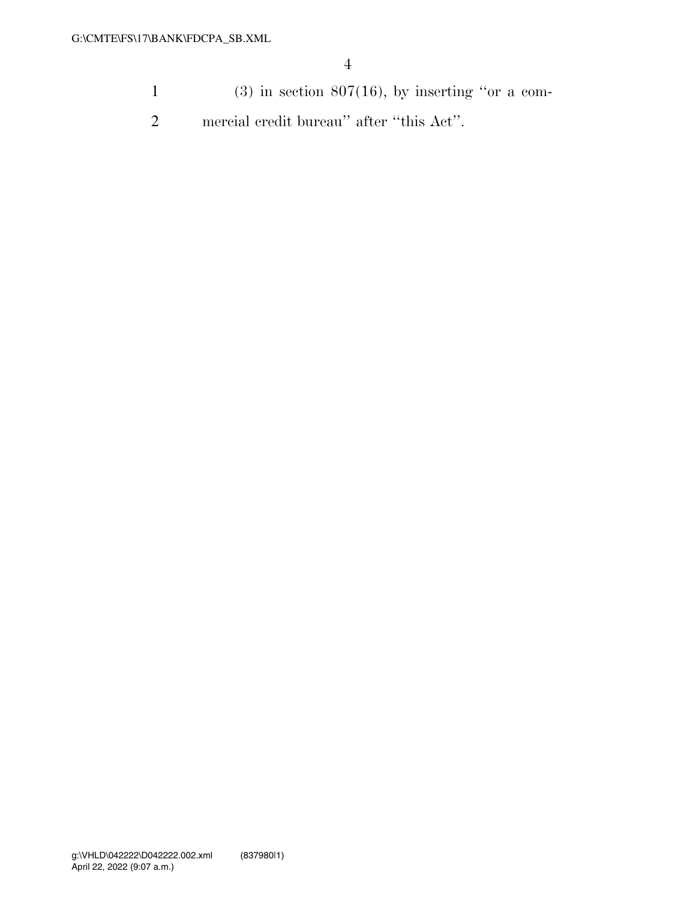(3) in section 807(16), by inserting "or a commercial credit bureau" after "this Act".